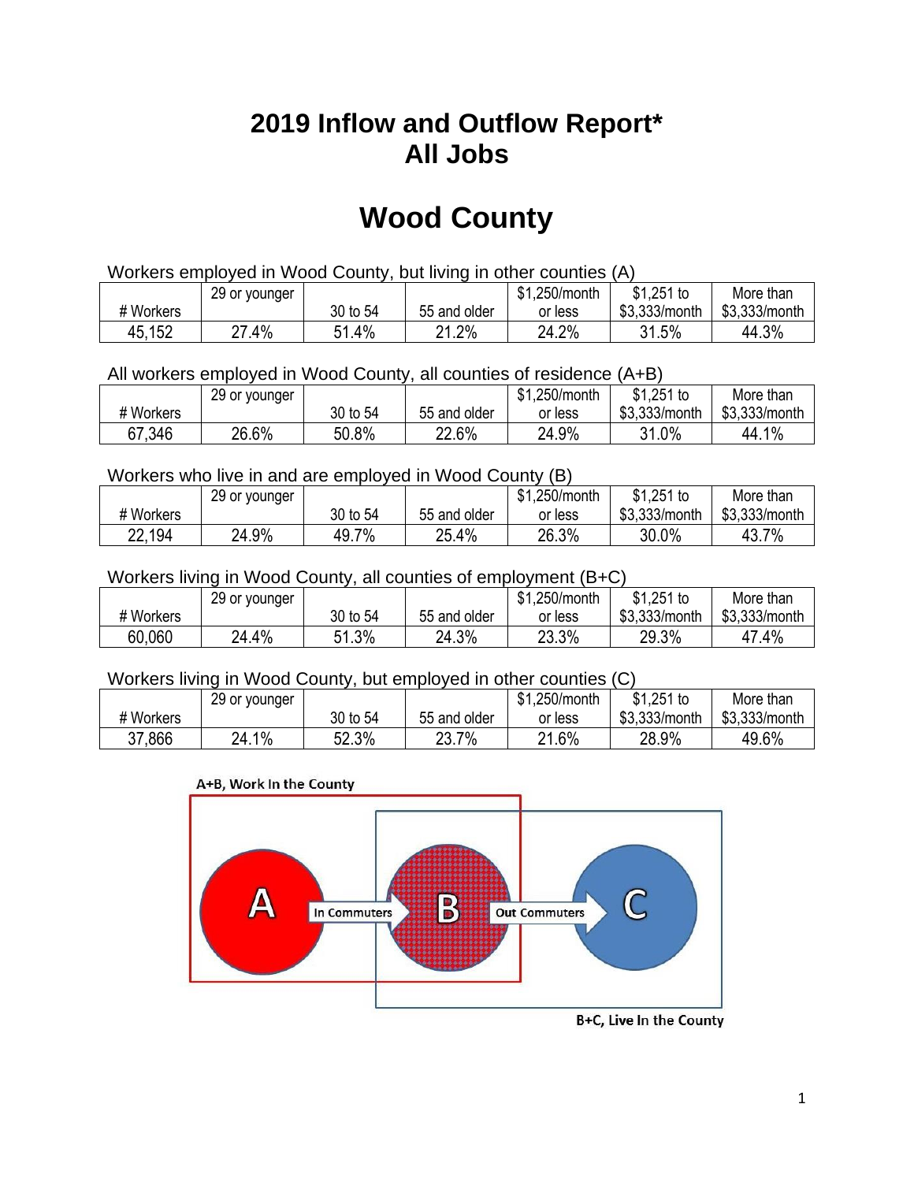# 2019 Inflow and Outflow Report*
# All Jobs

# Wood County

Workers employed in Wood County, but living in other counties (A)

| # Workers | 29 or younger | 30 to 54 | 55 and older | $1,250/month or less | $1,251 to $3,333/month | More than $3,333/month |
|---|---|---|---|---|---|---|
| 45,152 | 27.4% | 51.4% | 21.2% | 24.2% | 31.5% | 44.3% |

All workers employed in Wood County, all counties of residence (A+B)

| # Workers | 29 or younger | 30 to 54 | 55 and older | $1,250/month or less | $1,251 to $3,333/month | More than $3,333/month |
|---|---|---|---|---|---|---|
| 67,346 | 26.6% | 50.8% | 22.6% | 24.9% | 31.0% | 44.1% |

Workers who live in and are employed in Wood County (B)

| # Workers | 29 or younger | 30 to 54 | 55 and older | $1,250/month or less | $1,251 to $3,333/month | More than $3,333/month |
|---|---|---|---|---|---|---|
| 22,194 | 24.9% | 49.7% | 25.4% | 26.3% | 30.0% | 43.7% |

Workers living in Wood County, all counties of employment (B+C)

| # Workers | 29 or younger | 30 to 54 | 55 and older | $1,250/month or less | $1,251 to $3,333/month | More than $3,333/month |
|---|---|---|---|---|---|---|
| 60,060 | 24.4% | 51.3% | 24.3% | 23.3% | 29.3% | 47.4% |

Workers living in Wood County, but employed in other counties (C)

| # Workers | 29 or younger | 30 to 54 | 55 and older | $1,250/month or less | $1,251 to $3,333/month | More than $3,333/month |
|---|---|---|---|---|---|---|
| 37,866 | 24.1% | 52.3% | 23.7% | 21.6% | 28.9% | 49.6% |

A+B, Work In the County

A → In Commuters → B → Out Commuters → C

B+C, Live In the County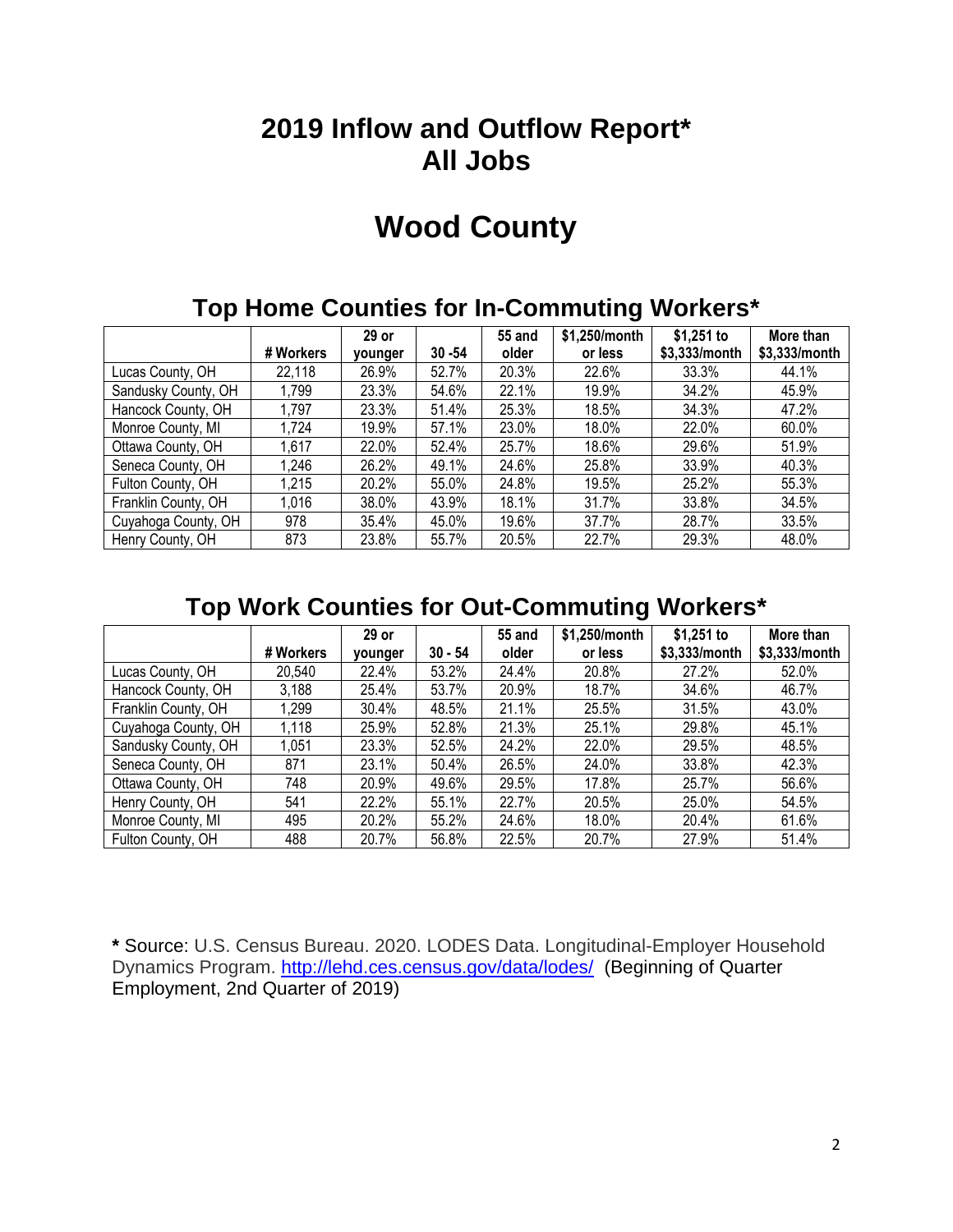# 2019 Inflow and Outflow Report*
# All Jobs

# Wood County

## Top Home Counties for In-Commuting Workers*

| | # Workers | 29 or younger | 30 -54 | 55 and older | $1,250/month or less | $1,251 to $3,333/month | More than $3,333/month |
|---|---|---|---|---|---|---|---|
| Lucas County, OH | 22,118 | 26.9% | 52.7% | 20.3% | 22.6% | 33.3% | 44.1% |
| Sandusky County, OH | 1,799 | 23.3% | 54.6% | 22.1% | 19.9% | 34.2% | 45.9% |
| Hancock County, OH | 1,797 | 23.3% | 51.4% | 25.3% | 18.5% | 34.3% | 47.2% |
| Monroe County, MI | 1,724 | 19.9% | 57.1% | 23.0% | 18.0% | 22.0% | 60.0% |
| Ottawa County, OH | 1,617 | 22.0% | 52.4% | 25.7% | 18.6% | 29.6% | 51.9% |
| Seneca County, OH | 1,246 | 26.2% | 49.1% | 24.6% | 25.8% | 33.9% | 40.3% |
| Fulton County, OH | 1,215 | 20.2% | 55.0% | 24.8% | 19.5% | 25.2% | 55.3% |
| Franklin County, OH | 1,016 | 38.0% | 43.9% | 18.1% | 31.7% | 33.8% | 34.5% |
| Cuyahoga County, OH | 978 | 35.4% | 45.0% | 19.6% | 37.7% | 28.7% | 33.5% |
| Henry County, OH | 873 | 23.8% | 55.7% | 20.5% | 22.7% | 29.3% | 48.0% |

## Top Work Counties for Out-Commuting Workers*

| | # Workers | 29 or younger | 30 - 54 | 55 and older | $1,250/month or less | $1,251 to $3,333/month | More than $3,333/month |
|---|---|---|---|---|---|---|---|
| Lucas County, OH | 20,540 | 22.4% | 53.2% | 24.4% | 20.8% | 27.2% | 52.0% |
| Hancock County, OH | 3,188 | 25.4% | 53.7% | 20.9% | 18.7% | 34.6% | 46.7% |
| Franklin County, OH | 1,299 | 30.4% | 48.5% | 21.1% | 25.5% | 31.5% | 43.0% |
| Cuyahoga County, OH | 1,118 | 25.9% | 52.8% | 21.3% | 25.1% | 29.8% | 45.1% |
| Sandusky County, OH | 1,051 | 23.3% | 52.5% | 24.2% | 22.0% | 29.5% | 48.5% |
| Seneca County, OH | 871 | 23.1% | 50.4% | 26.5% | 24.0% | 33.8% | 42.3% |
| Ottawa County, OH | 748 | 20.9% | 49.6% | 29.5% | 17.8% | 25.7% | 56.6% |
| Henry County, OH | 541 | 22.2% | 55.1% | 22.7% | 20.5% | 25.0% | 54.5% |
| Monroe County, MI | 495 | 20.2% | 55.2% | 24.6% | 18.0% | 20.4% | 61.6% |
| Fulton County, OH | 488 | 20.7% | 56.8% | 22.5% | 20.7% | 27.9% | 51.4% |

**\*** Source: U.S. Census Bureau. 2020. LODES Data. Longitudinal-Employer Household Dynamics Program. http://lehd.ces.census.gov/data/lodes/ (Beginning of Quarter Employment, 2nd Quarter of 2019)